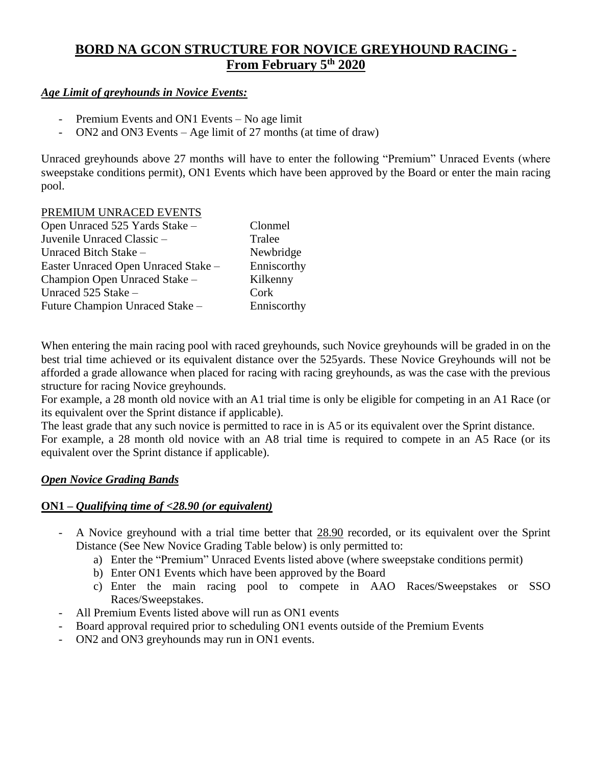# BORD NA GCON STRUCTURE FOR NOVICE GREYHOUND RACING - From February 5th 2020

## *Age Limit of greyhounds in Novice Events:*

- Premium Events and ON1 Events – No age limit
- ON2 and ON3 Events – Age limit of 27 months (at time of draw)

Unraced greyhounds above 27 months will have to enter the following "Premium" Unraced Events (where sweepstake conditions permit), ON1 Events which have been approved by the Board or enter the main racing pool.

PREMIUM UNRACED EVENTS

| | |
|---|---|
| Open Unraced 525 Yards Stake – | Clonmel |
| Juvenile Unraced Classic – | Tralee |
| Unraced Bitch Stake – | Newbridge |
| Easter Unraced Open Unraced Stake – | Enniscorthy |
| Champion Open Unraced Stake – | Kilkenny |
| Unraced 525 Stake – | Cork |
| Future Champion Unraced Stake – | Enniscorthy |

When entering the main racing pool with raced greyhounds, such Novice greyhounds will be graded in on the best trial time achieved or its equivalent distance over the 525yards. These Novice Greyhounds will not be afforded a grade allowance when placed for racing with racing greyhounds, as was the case with the previous structure for racing Novice greyhounds.

For example, a 28 month old novice with an A1 trial time is only be eligible for competing in an A1 Race (or its equivalent over the Sprint distance if applicable).

The least grade that any such novice is permitted to race in is A5 or its equivalent over the Sprint distance.

For example, a 28 month old novice with an A8 trial time is required to compete in an A5 Race (or its equivalent over the Sprint distance if applicable).

## *Open Novice Grading Bands*

### ON1 – *Qualifying time of <28.90 (or equivalent)*

- A Novice greyhound with a trial time better that 28.90 recorded, or its equivalent over the Sprint Distance (See New Novice Grading Table below) is only permitted to:
  a) Enter the "Premium" Unraced Events listed above (where sweepstake conditions permit)
  b) Enter ON1 Events which have been approved by the Board
  c) Enter the main racing pool to compete in AAO Races/Sweepstakes or SSO Races/Sweepstakes.
- All Premium Events listed above will run as ON1 events
- Board approval required prior to scheduling ON1 events outside of the Premium Events
- ON2 and ON3 greyhounds may run in ON1 events.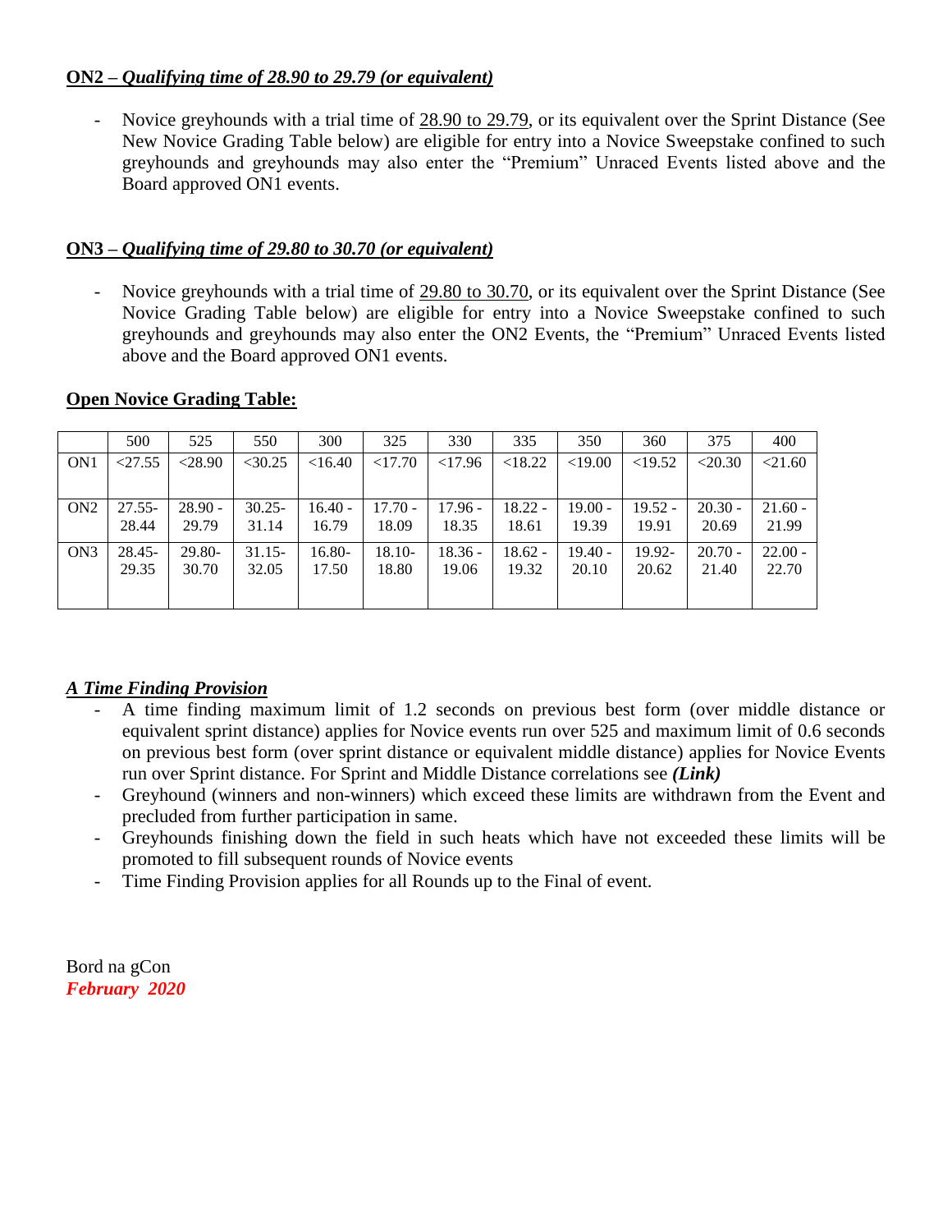**ON2 – *Qualifying time of 28.90 to 29.79 (or equivalent)***

- Novice greyhounds with a trial time of 28.90 to 29.79, or its equivalent over the Sprint Distance (See New Novice Grading Table below) are eligible for entry into a Novice Sweepstake confined to such greyhounds and greyhounds may also enter the "Premium" Unraced Events listed above and the Board approved ON1 events.

**ON3 – *Qualifying time of 29.80 to 30.70 (or equivalent)***

- Novice greyhounds with a trial time of 29.80 to 30.70, or its equivalent over the Sprint Distance (See Novice Grading Table below) are eligible for entry into a Novice Sweepstake confined to such greyhounds and greyhounds may also enter the ON2 Events, the "Premium" Unraced Events listed above and the Board approved ON1 events.

**Open Novice Grading Table:**

| | 500 | 525 | 550 | 300 | 325 | 330 | 335 | 350 | 360 | 375 | 400 |
|---|---|---|---|---|---|---|---|---|---|---|---|
| ON1 | <27.55 | <28.90 | <30.25 | <16.40 | <17.70 | <17.96 | <18.22 | <19.00 | <19.52 | <20.30 | <21.60 |
| ON2 | 27.55-28.44 | 28.90 - 29.79 | 30.25-31.14 | 16.40 - 16.79 | 17.70 - 18.09 | 17.96 - 18.35 | 18.22 - 18.61 | 19.00 - 19.39 | 19.52 - 19.91 | 20.30 - 20.69 | 21.60 - 21.99 |
| ON3 | 28.45-29.35 | 29.80-30.70 | 31.15-32.05 | 16.80-17.50 | 18.10-18.80 | 18.36 - 19.06 | 18.62 - 19.32 | 19.40 - 20.10 | 19.92-20.62 | 20.70 - 21.40 | 22.00 - 22.70 |

***A Time Finding Provision***

- A time finding maximum limit of 1.2 seconds on previous best form (over middle distance or equivalent sprint distance) applies for Novice events run over 525 and maximum limit of 0.6 seconds on previous best form (over sprint distance or equivalent middle distance) applies for Novice Events run over Sprint distance. For Sprint and Middle Distance correlations see ***(Link)***
- Greyhound (winners and non-winners) which exceed these limits are withdrawn from the Event and precluded from further participation in same.
- Greyhounds finishing down the field in such heats which have not exceeded these limits will be promoted to fill subsequent rounds of Novice events
- Time Finding Provision applies for all Rounds up to the Final of event.

Bord na gCon
***February 2020***